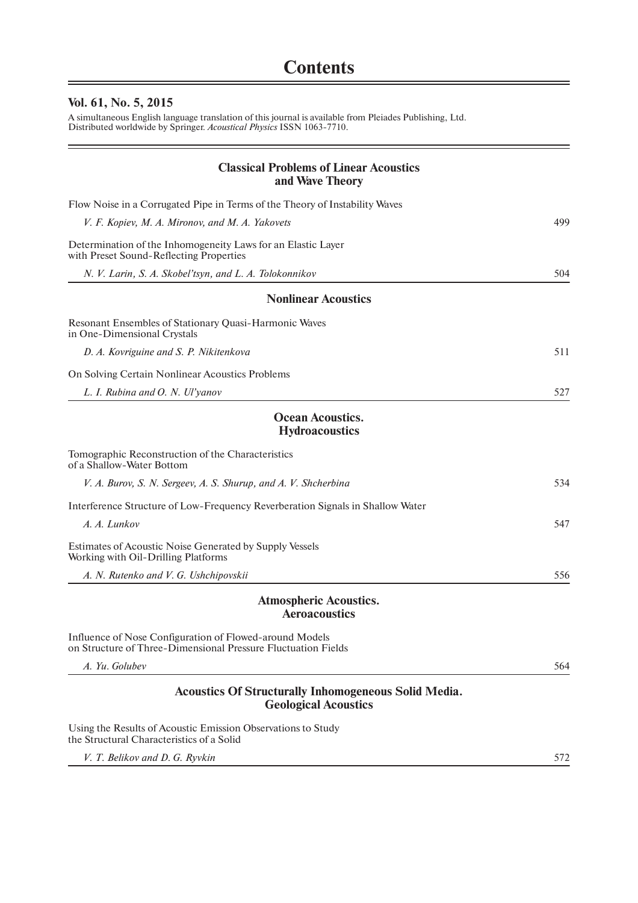# Contents

## Vol. 61, No. 5, 2015

A simultaneous English language translation of this journal is available from Pleiades Publishing, Ltd. Distributed worldwide by Springer. *Acoustical Physics* ISSN 1063-7710.

### Classical Problems of Linear Acoustics and Wave Theory

Flow Noise in a Corrugated Pipe in Terms of the Theory of Instability Waves

*V. F. Kopiev, M. A. Mironov, and M. A. Yakovets* 499

Determination of the Inhomogeneity Laws for an Elastic Layer with Preset Sound-Reflecting Properties

*N. V. Larin, S. A. Skobel'tsyn, and L. A. Tolokonnikov* 504

### Nonlinear Acoustics

Resonant Ensembles of Stationary Quasi-Harmonic Waves in One-Dimensional Crystals

*D. A. Kovriguine and S. P. Nikitenkova* 511

On Solving Certain Nonlinear Acoustics Problems

*L. I. Rubina and O. N. Ul'yanov* 527

### Ocean Acoustics. Hydroacoustics

Tomographic Reconstruction of the Characteristics of a Shallow-Water Bottom

*V. A. Burov, S. N. Sergeev, A. S. Shurup, and A. V. Shcherbina* 534

Interference Structure of Low-Frequency Reverberation Signals in Shallow Water

*A. A. Lunkov* 547

Estimates of Acoustic Noise Generated by Supply Vessels Working with Oil-Drilling Platforms

*A. N. Rutenko and V. G. Ushchipovskii* 556

### Atmospheric Acoustics. Aeroacoustics

Influence of Nose Configuration of Flowed-around Models on Structure of Three-Dimensional Pressure Fluctuation Fields

*A. Yu. Golubev* 564

### Acoustics Of Structurally Inhomogeneous Solid Media. Geological Acoustics

Using the Results of Acoustic Emission Observations to Study the Structural Characteristics of a Solid

*V. T. Belikov and D. G. Ryvkin* 572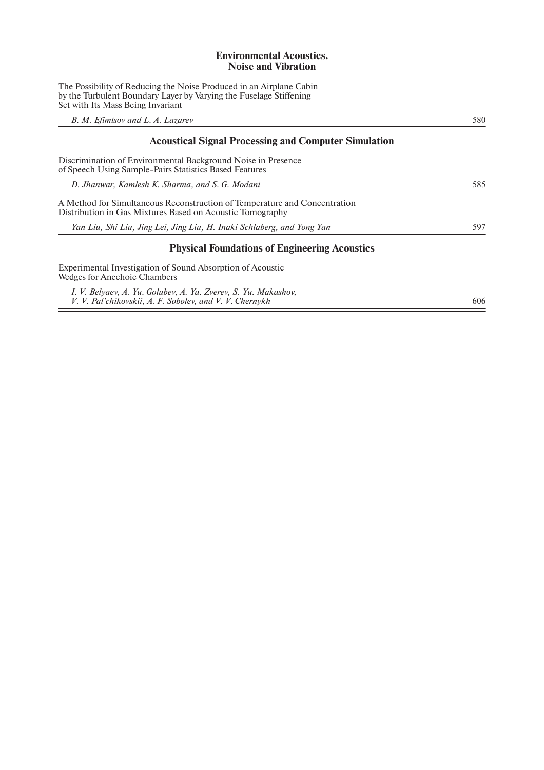## Environmental Acoustics. Noise and Vibration

The Possibility of Reducing the Noise Produced in an Airplane Cabin by the Turbulent Boundary Layer by Varying the Fuselage Stiffening Set with Its Mass Being Invariant

*B. M. Efimtsov and L. A. Lazarev* 580

## Acoustical Signal Processing and Computer Simulation

Discrimination of Environmental Background Noise in Presence of Speech Using Sample-Pairs Statistics Based Features

*D. Jhanwar, Kamlesh K. Sharma, and S. G. Modani* 585

A Method for Simultaneous Reconstruction of Temperature and Concentration Distribution in Gas Mixtures Based on Acoustic Tomography

*Yan Liu, Shi Liu, Jing Lei, Jing Liu, H. Inaki Schlaberg, and Yong Yan* 597

## Physical Foundations of Engineering Acoustics

Experimental Investigation of Sound Absorption of Acoustic Wedges for Anechoic Chambers

*I. V. Belyaev, A. Yu. Golubev, A. Ya. Zverev, S. Yu. Makashov, V. V. Pal'chikovskii, A. F. Sobolev, and V. V. Chernykh* 606